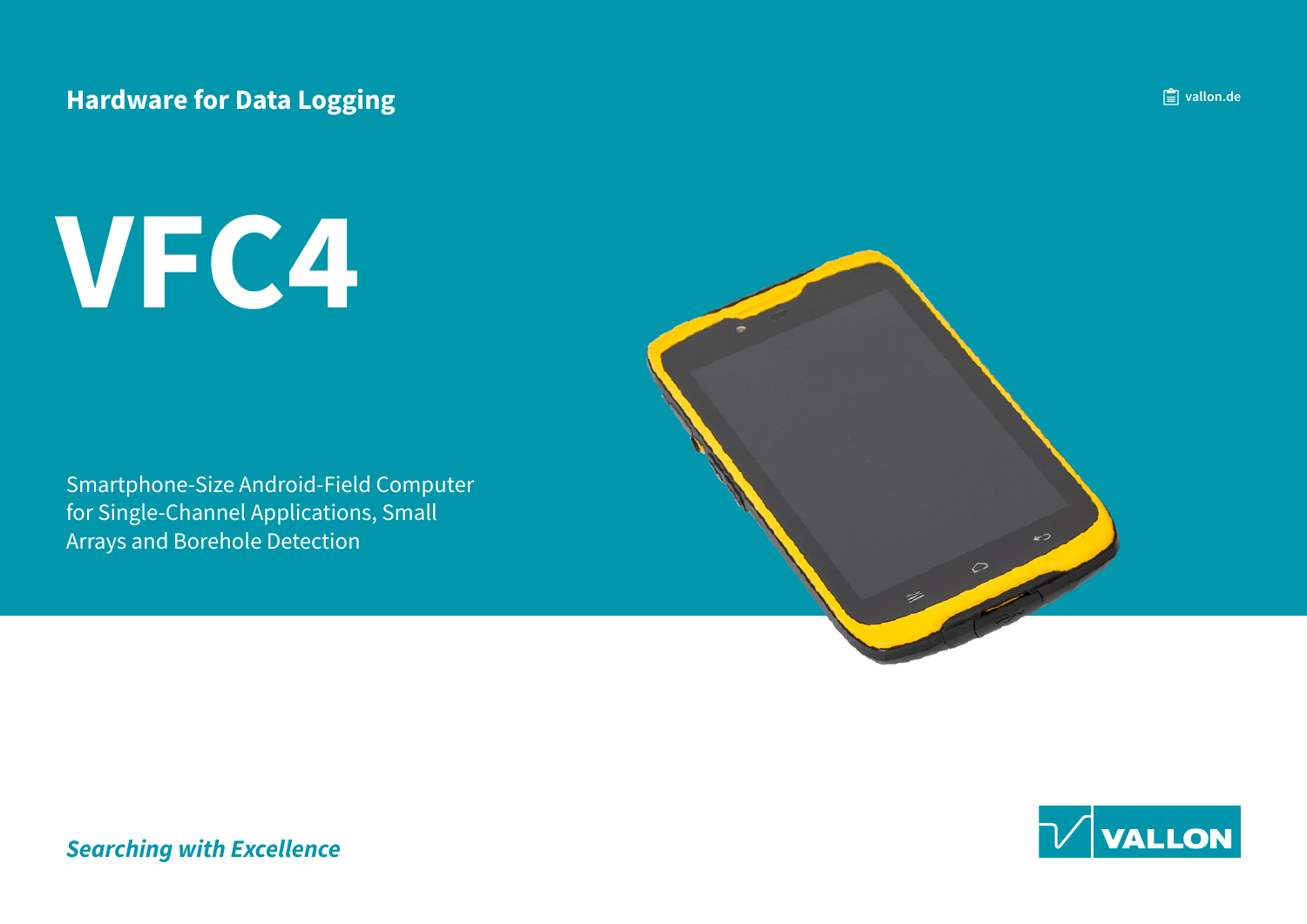Hardware for Data Logging

vallon.de

# VFC4

Smartphone-Size Android-Field Computer for Single-Channel Applications, Small Arrays and Borehole Detection

*Searching with Excellence*

VALLON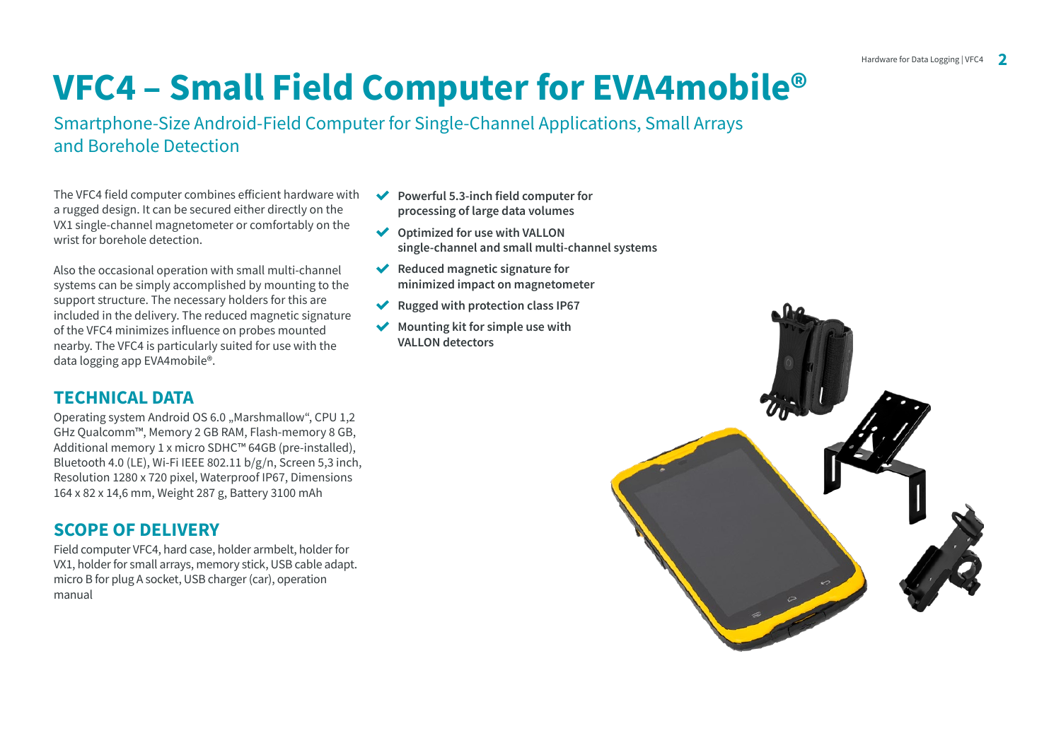# VFC4 – Small Field Computer for EVA4mobile®

## Smartphone-Size Android-Field Computer for Single-Channel Applications, Small Arrays and Borehole Detection

The VFC4 field computer combines efficient hardware with a rugged design. It can be secured either directly on the VX1 single-channel magnetometer or comfortably on the wrist for borehole detection.

Also the occasional operation with small multi-channel systems can be simply accomplished by mounting to the support structure. The necessary holders for this are included in the delivery. The reduced magnetic signature of the VFC4 minimizes influence on probes mounted nearby. The VFC4 is particularly suited for use with the data logging app EVA4mobile®.

- **Powerful 5.3-inch field computer for processing of large data volumes**
- **Optimized for use with VALLON single-channel and small multi-channel systems**
- **Reduced magnetic signature for minimized impact on magnetometer**
- **Rugged with protection class IP67**
- **Mounting kit for simple use with VALLON detectors**

### TECHNICAL DATA

Operating system Android OS 6.0 „Marshmallow", CPU 1,2 GHz Qualcomm™, Memory 2 GB RAM, Flash-memory 8 GB, Additional memory 1 x micro SDHC™ 64GB (pre-installed), Bluetooth 4.0 (LE), Wi-Fi IEEE 802.11 b/g/n, Screen 5,3 inch, Resolution 1280 x 720 pixel, Waterproof IP67, Dimensions 164 x 82 x 14,6 mm, Weight 287 g, Battery 3100 mAh

### SCOPE OF DELIVERY

Field computer VFC4, hard case, holder armbelt, holder for VX1, holder for small arrays, memory stick, USB cable adapt. micro B for plug A socket, USB charger (car), operation manual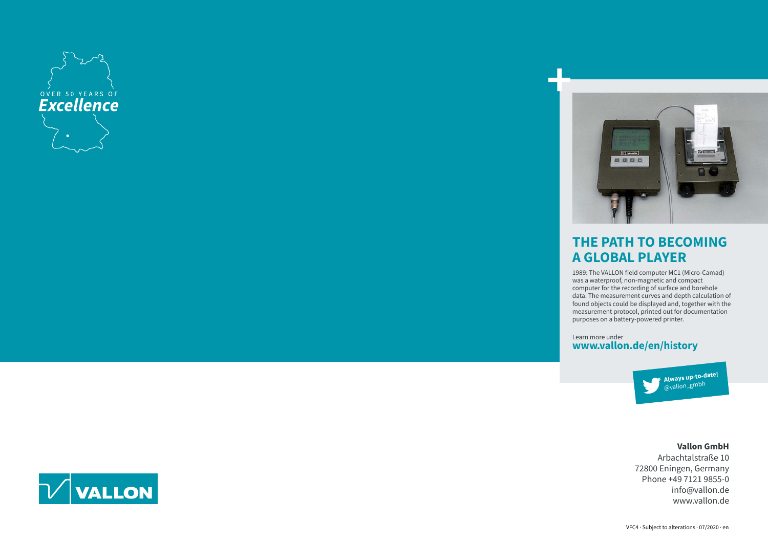OVER 50 YEARS OF
*Excellence*

## THE PATH TO BECOMING A GLOBAL PLAYER

1989: The VALLON field computer MC1 (Micro-Camad) was a waterproof, non-magnetic and compact computer for the recording of surface and borehole data. The measurement curves and depth calculation of found objects could be displayed and, together with the measurement protocol, printed out for documentation purposes on a battery-powered printer.

Learn more under
**www.vallon.de/en/history**

**Always up-to-date!**
@vallon_gmbh

VALLON

**Vallon GmbH**
Arbachtalstraße 10
72800 Eningen, Germany
Phone +49 7121 9855-0
info@vallon.de
www.vallon.de

VFC4 · Subject to alterations · 07/2020 · en